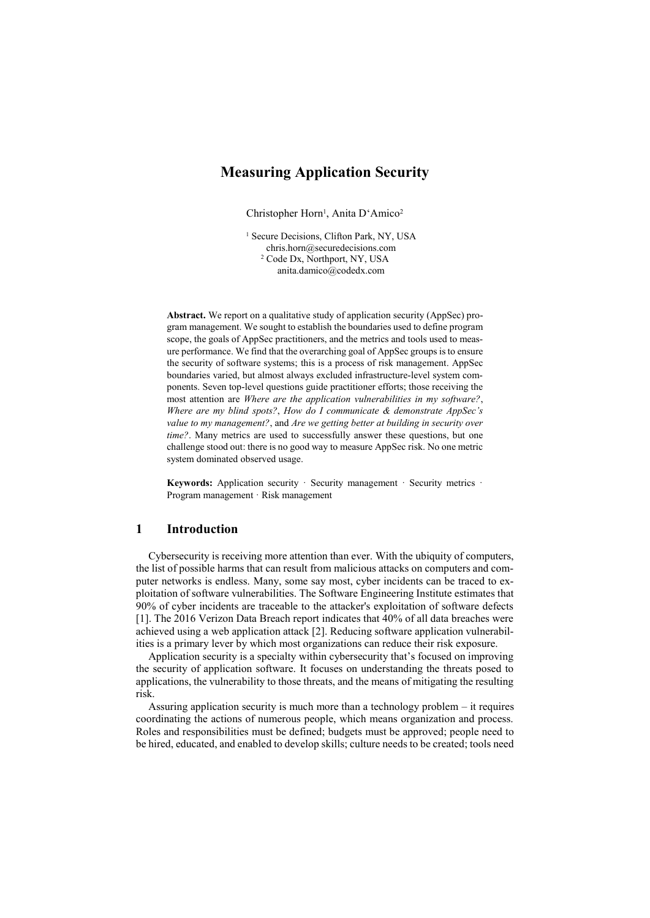# Measuring Application Security

Christopher Horn[1], Anita D'Amico[2]

[1] Secure Decisions, Clifton Park, NY, USA
chris.horn@securedecisions.com
[2] Code Dx, Northport, NY, USA
anita.damico@codedx.com

**Abstract.** We report on a qualitative study of application security (AppSec) program management. We sought to establish the boundaries used to define program scope, the goals of AppSec practitioners, and the metrics and tools used to measure performance. We find that the overarching goal of AppSec groups is to ensure the security of software systems; this is a process of risk management. AppSec boundaries varied, but almost always excluded infrastructure-level system components. Seven top-level questions guide practitioner efforts; those receiving the most attention are *Where are the application vulnerabilities in my software?*, *Where are my blind spots?*, *How do I communicate & demonstrate AppSec's value to my management?*, and *Are we getting better at building in security over time?*. Many metrics are used to successfully answer these questions, but one challenge stood out: there is no good way to measure AppSec risk. No one metric system dominated observed usage.

**Keywords:** Application security · Security management · Security metrics · Program management · Risk management

## 1 Introduction

Cybersecurity is receiving more attention than ever. With the ubiquity of computers, the list of possible harms that can result from malicious attacks on computers and computer networks is endless. Many, some say most, cyber incidents can be traced to exploitation of software vulnerabilities. The Software Engineering Institute estimates that 90% of cyber incidents are traceable to the attacker's exploitation of software defects [1]. The 2016 Verizon Data Breach report indicates that 40% of all data breaches were achieved using a web application attack [2]. Reducing software application vulnerabilities is a primary lever by which most organizations can reduce their risk exposure.

Application security is a specialty within cybersecurity that's focused on improving the security of application software. It focuses on understanding the threats posed to applications, the vulnerability to those threats, and the means of mitigating the resulting risk.

Assuring application security is much more than a technology problem – it requires coordinating the actions of numerous people, which means organization and process. Roles and responsibilities must be defined; budgets must be approved; people need to be hired, educated, and enabled to develop skills; culture needs to be created; tools need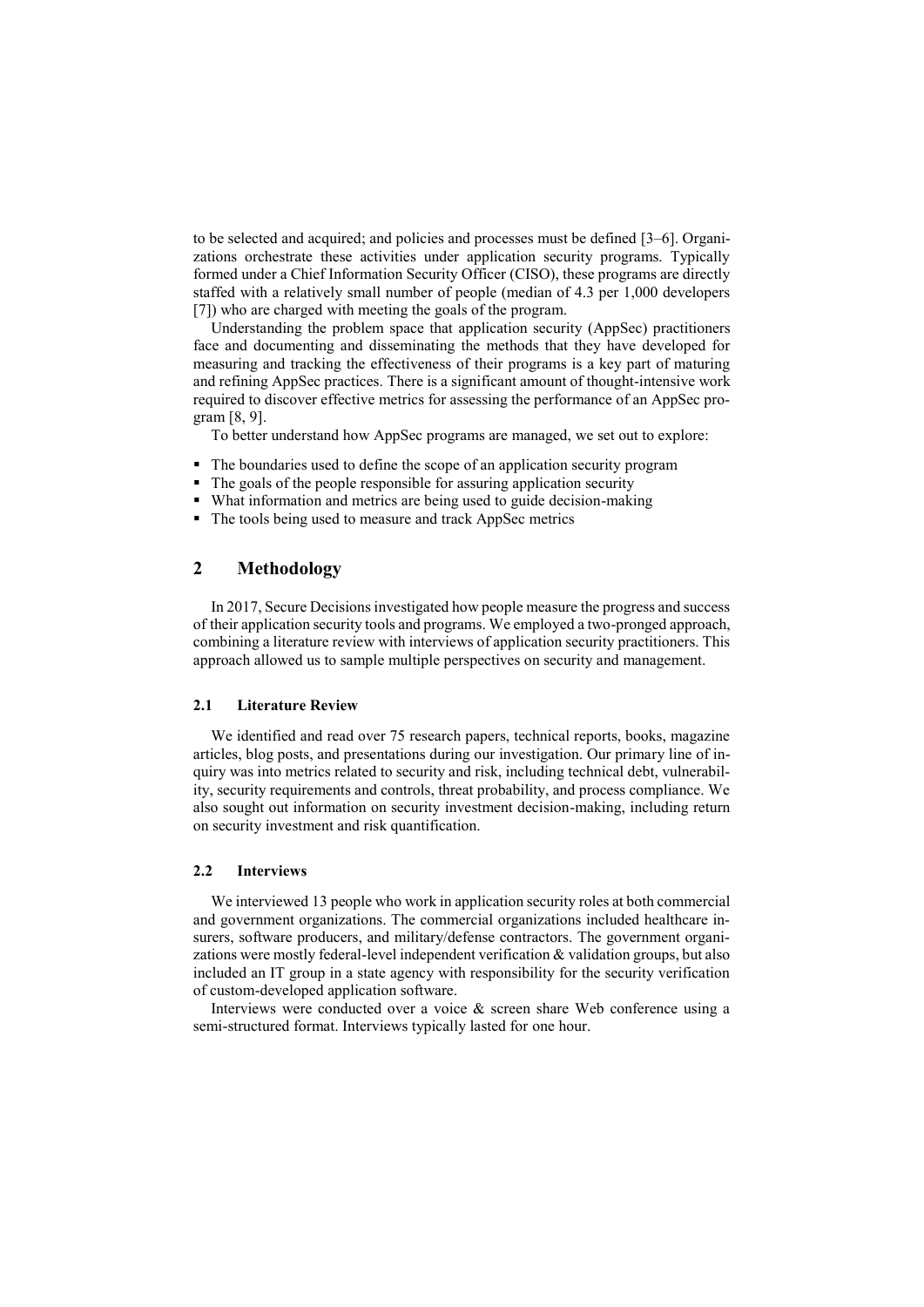to be selected and acquired; and policies and processes must be defined [3–6]. Organizations orchestrate these activities under application security programs. Typically formed under a Chief Information Security Officer (CISO), these programs are directly staffed with a relatively small number of people (median of 4.3 per 1,000 developers [7]) who are charged with meeting the goals of the program.

Understanding the problem space that application security (AppSec) practitioners face and documenting and disseminating the methods that they have developed for measuring and tracking the effectiveness of their programs is a key part of maturing and refining AppSec practices. There is a significant amount of thought-intensive work required to discover effective metrics for assessing the performance of an AppSec program [8, 9].

To better understand how AppSec programs are managed, we set out to explore:

- The boundaries used to define the scope of an application security program
- The goals of the people responsible for assuring application security
- What information and metrics are being used to guide decision-making
- The tools being used to measure and track AppSec metrics

## 2 Methodology

In 2017, Secure Decisions investigated how people measure the progress and success of their application security tools and programs. We employed a two-pronged approach, combining a literature review with interviews of application security practitioners. This approach allowed us to sample multiple perspectives on security and management.

### 2.1 Literature Review

We identified and read over 75 research papers, technical reports, books, magazine articles, blog posts, and presentations during our investigation. Our primary line of inquiry was into metrics related to security and risk, including technical debt, vulnerability, security requirements and controls, threat probability, and process compliance. We also sought out information on security investment decision-making, including return on security investment and risk quantification.

### 2.2 Interviews

We interviewed 13 people who work in application security roles at both commercial and government organizations. The commercial organizations included healthcare insurers, software producers, and military/defense contractors. The government organizations were mostly federal-level independent verification & validation groups, but also included an IT group in a state agency with responsibility for the security verification of custom-developed application software.

Interviews were conducted over a voice & screen share Web conference using a semi-structured format. Interviews typically lasted for one hour.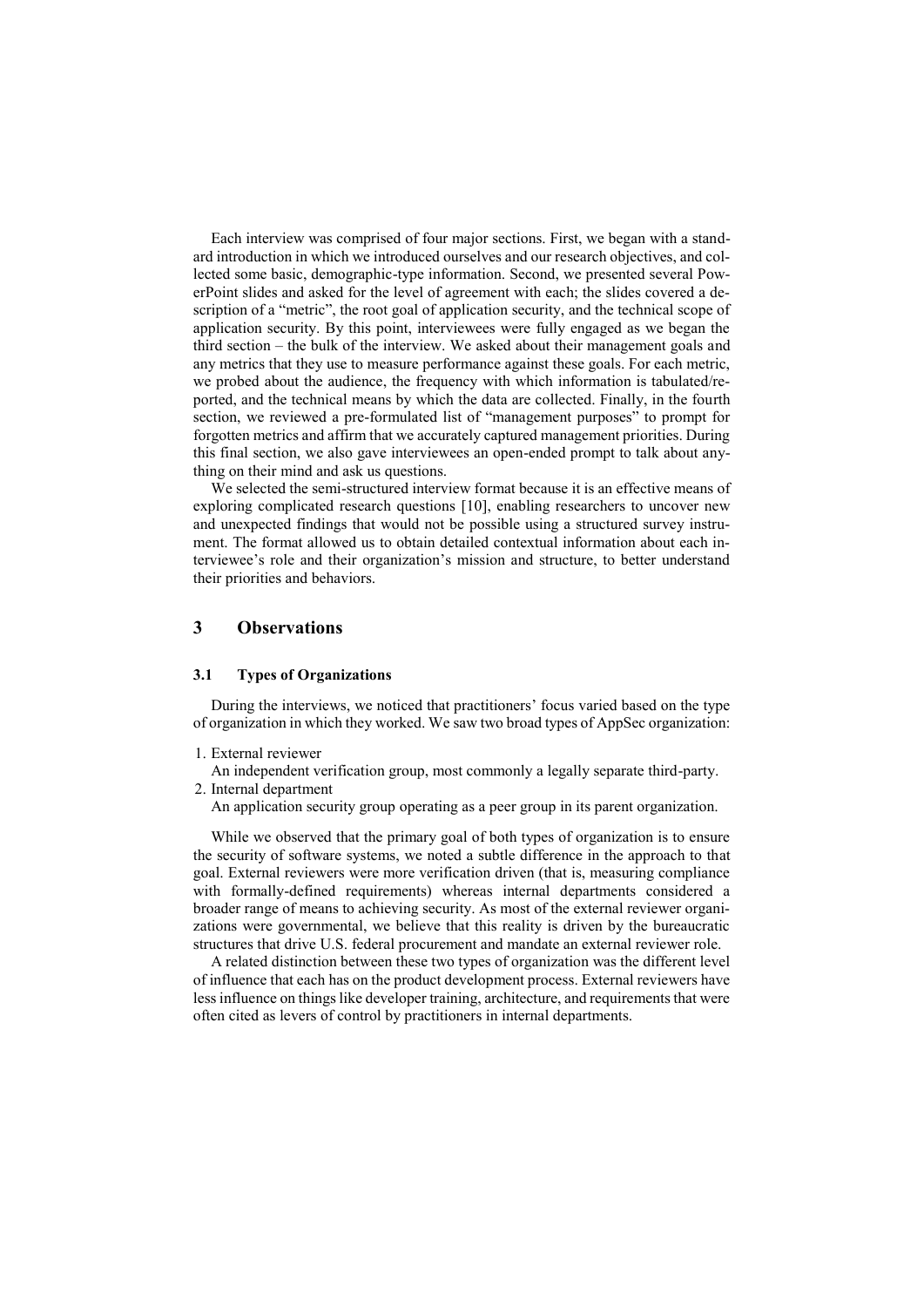Each interview was comprised of four major sections. First, we began with a standard introduction in which we introduced ourselves and our research objectives, and collected some basic, demographic-type information. Second, we presented several PowerPoint slides and asked for the level of agreement with each; the slides covered a description of a "metric", the root goal of application security, and the technical scope of application security. By this point, interviewees were fully engaged as we began the third section – the bulk of the interview. We asked about their management goals and any metrics that they use to measure performance against these goals. For each metric, we probed about the audience, the frequency with which information is tabulated/reported, and the technical means by which the data are collected. Finally, in the fourth section, we reviewed a pre-formulated list of "management purposes" to prompt for forgotten metrics and affirm that we accurately captured management priorities. During this final section, we also gave interviewees an open-ended prompt to talk about anything on their mind and ask us questions.

We selected the semi-structured interview format because it is an effective means of exploring complicated research questions [10], enabling researchers to uncover new and unexpected findings that would not be possible using a structured survey instrument. The format allowed us to obtain detailed contextual information about each interviewee's role and their organization's mission and structure, to better understand their priorities and behaviors.

## 3 Observations

### 3.1 Types of Organizations

During the interviews, we noticed that practitioners' focus varied based on the type of organization in which they worked. We saw two broad types of AppSec organization:

1. External reviewer
   An independent verification group, most commonly a legally separate third-party.
2. Internal department
   An application security group operating as a peer group in its parent organization.

While we observed that the primary goal of both types of organization is to ensure the security of software systems, we noted a subtle difference in the approach to that goal. External reviewers were more verification driven (that is, measuring compliance with formally-defined requirements) whereas internal departments considered a broader range of means to achieving security. As most of the external reviewer organizations were governmental, we believe that this reality is driven by the bureaucratic structures that drive U.S. federal procurement and mandate an external reviewer role.

A related distinction between these two types of organization was the different level of influence that each has on the product development process. External reviewers have less influence on things like developer training, architecture, and requirements that were often cited as levers of control by practitioners in internal departments.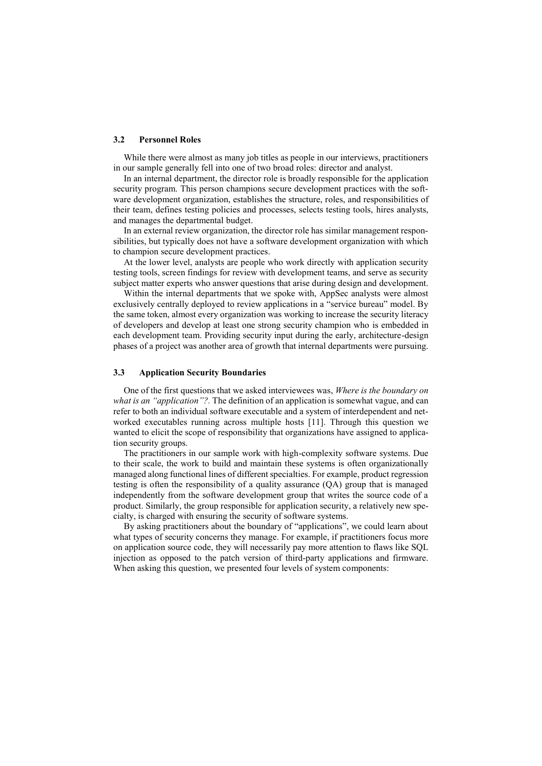### 3.2 Personnel Roles

While there were almost as many job titles as people in our interviews, practitioners in our sample generally fell into one of two broad roles: director and analyst.

In an internal department, the director role is broadly responsible for the application security program. This person champions secure development practices with the software development organization, establishes the structure, roles, and responsibilities of their team, defines testing policies and processes, selects testing tools, hires analysts, and manages the departmental budget.

In an external review organization, the director role has similar management responsibilities, but typically does not have a software development organization with which to champion secure development practices.

At the lower level, analysts are people who work directly with application security testing tools, screen findings for review with development teams, and serve as security subject matter experts who answer questions that arise during design and development.

Within the internal departments that we spoke with, AppSec analysts were almost exclusively centrally deployed to review applications in a "service bureau" model. By the same token, almost every organization was working to increase the security literacy of developers and develop at least one strong security champion who is embedded in each development team. Providing security input during the early, architecture-design phases of a project was another area of growth that internal departments were pursuing.

### 3.3 Application Security Boundaries

One of the first questions that we asked interviewees was, *Where is the boundary on what is an "application"?*. The definition of an application is somewhat vague, and can refer to both an individual software executable and a system of interdependent and networked executables running across multiple hosts [11]. Through this question we wanted to elicit the scope of responsibility that organizations have assigned to application security groups.

The practitioners in our sample work with high-complexity software systems. Due to their scale, the work to build and maintain these systems is often organizationally managed along functional lines of different specialties. For example, product regression testing is often the responsibility of a quality assurance (QA) group that is managed independently from the software development group that writes the source code of a product. Similarly, the group responsible for application security, a relatively new specialty, is charged with ensuring the security of software systems.

By asking practitioners about the boundary of "applications", we could learn about what types of security concerns they manage. For example, if practitioners focus more on application source code, they will necessarily pay more attention to flaws like SQL injection as opposed to the patch version of third-party applications and firmware. When asking this question, we presented four levels of system components: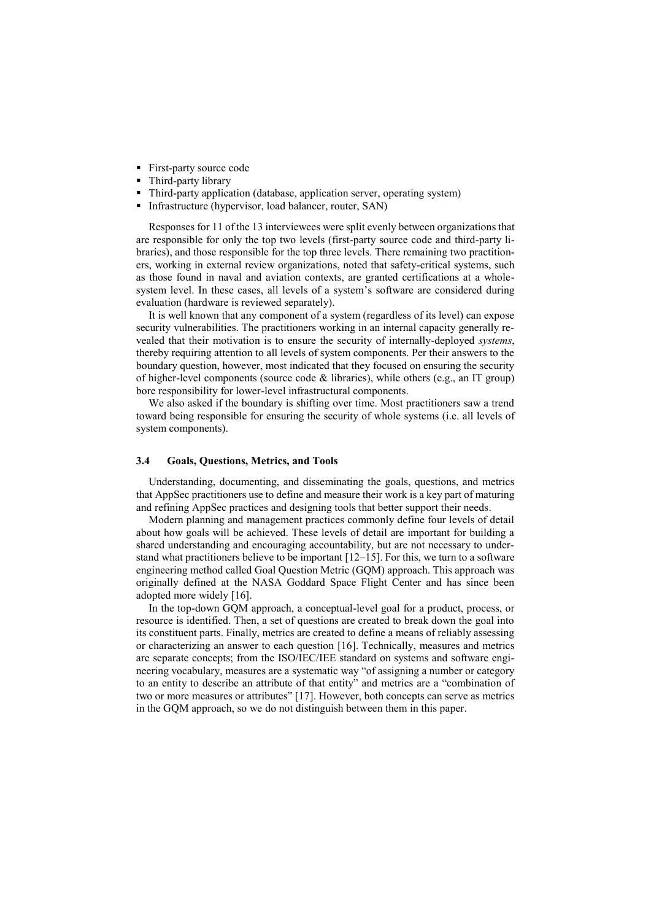- First-party source code
- Third-party library
- Third-party application (database, application server, operating system)
- Infrastructure (hypervisor, load balancer, router, SAN)

Responses for 11 of the 13 interviewees were split evenly between organizations that are responsible for only the top two levels (first-party source code and third-party libraries), and those responsible for the top three levels. There remaining two practitioners, working in external review organizations, noted that safety-critical systems, such as those found in naval and aviation contexts, are granted certifications at a whole-system level. In these cases, all levels of a system's software are considered during evaluation (hardware is reviewed separately).

It is well known that any component of a system (regardless of its level) can expose security vulnerabilities. The practitioners working in an internal capacity generally revealed that their motivation is to ensure the security of internally-deployed *systems*, thereby requiring attention to all levels of system components. Per their answers to the boundary question, however, most indicated that they focused on ensuring the security of higher-level components (source code & libraries), while others (e.g., an IT group) bore responsibility for lower-level infrastructural components.

We also asked if the boundary is shifting over time. Most practitioners saw a trend toward being responsible for ensuring the security of whole systems (i.e. all levels of system components).

### 3.4 Goals, Questions, Metrics, and Tools

Understanding, documenting, and disseminating the goals, questions, and metrics that AppSec practitioners use to define and measure their work is a key part of maturing and refining AppSec practices and designing tools that better support their needs.

Modern planning and management practices commonly define four levels of detail about how goals will be achieved. These levels of detail are important for building a shared understanding and encouraging accountability, but are not necessary to understand what practitioners believe to be important [12–15]. For this, we turn to a software engineering method called Goal Question Metric (GQM) approach. This approach was originally defined at the NASA Goddard Space Flight Center and has since been adopted more widely [16].

In the top-down GQM approach, a conceptual-level goal for a product, process, or resource is identified. Then, a set of questions are created to break down the goal into its constituent parts. Finally, metrics are created to define a means of reliably assessing or characterizing an answer to each question [16]. Technically, measures and metrics are separate concepts; from the ISO/IEC/IEE standard on systems and software engineering vocabulary, measures are a systematic way "of assigning a number or category to an entity to describe an attribute of that entity" and metrics are a "combination of two or more measures or attributes" [17]. However, both concepts can serve as metrics in the GQM approach, so we do not distinguish between them in this paper.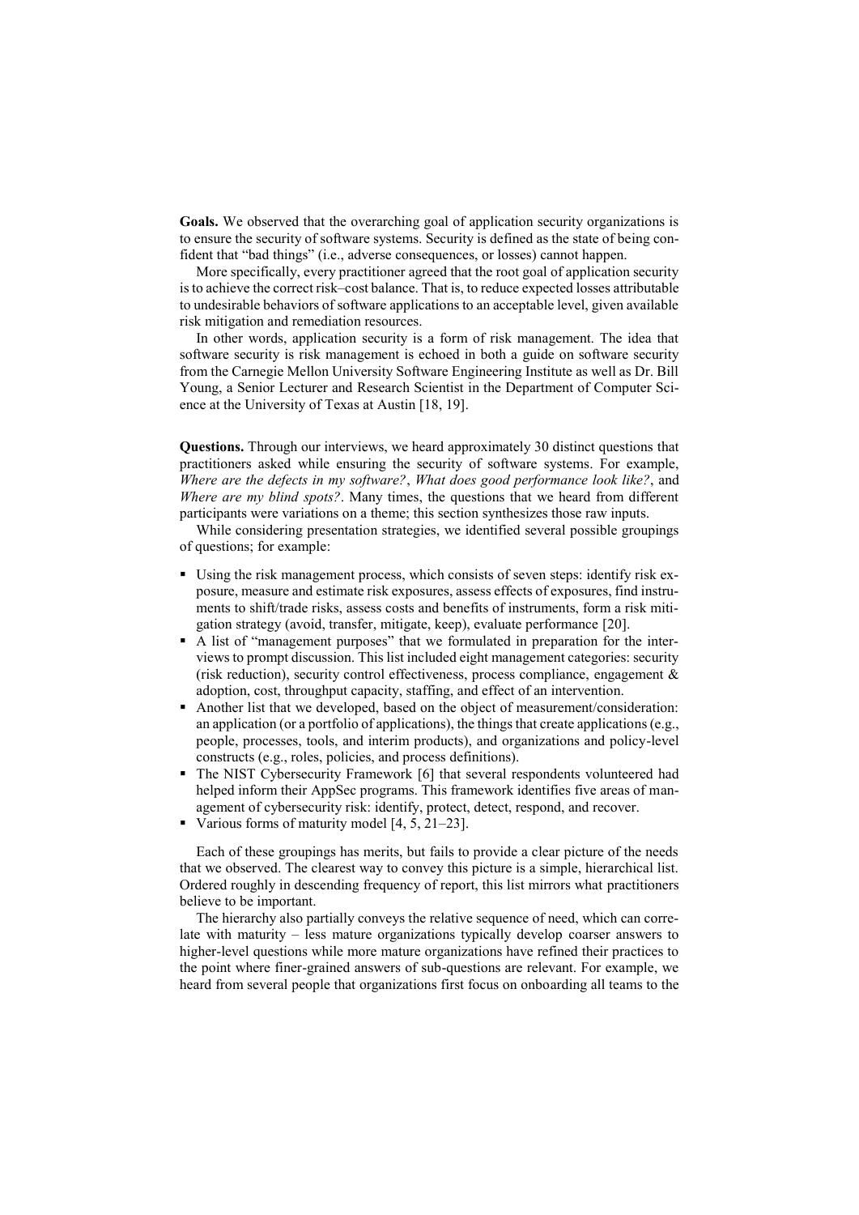**Goals.** We observed that the overarching goal of application security organizations is to ensure the security of software systems. Security is defined as the state of being confident that "bad things" (i.e., adverse consequences, or losses) cannot happen.

More specifically, every practitioner agreed that the root goal of application security is to achieve the correct risk–cost balance. That is, to reduce expected losses attributable to undesirable behaviors of software applications to an acceptable level, given available risk mitigation and remediation resources.

In other words, application security is a form of risk management. The idea that software security is risk management is echoed in both a guide on software security from the Carnegie Mellon University Software Engineering Institute as well as Dr. Bill Young, a Senior Lecturer and Research Scientist in the Department of Computer Science at the University of Texas at Austin [18, 19].

**Questions.** Through our interviews, we heard approximately 30 distinct questions that practitioners asked while ensuring the security of software systems. For example, *Where are the defects in my software?*, *What does good performance look like?*, and *Where are my blind spots?*. Many times, the questions that we heard from different participants were variations on a theme; this section synthesizes those raw inputs.

While considering presentation strategies, we identified several possible groupings of questions; for example:

- Using the risk management process, which consists of seven steps: identify risk exposure, measure and estimate risk exposures, assess effects of exposures, find instruments to shift/trade risks, assess costs and benefits of instruments, form a risk mitigation strategy (avoid, transfer, mitigate, keep), evaluate performance [20].
- A list of "management purposes" that we formulated in preparation for the interviews to prompt discussion. This list included eight management categories: security (risk reduction), security control effectiveness, process compliance, engagement & adoption, cost, throughput capacity, staffing, and effect of an intervention.
- Another list that we developed, based on the object of measurement/consideration: an application (or a portfolio of applications), the things that create applications (e.g., people, processes, tools, and interim products), and organizations and policy-level constructs (e.g., roles, policies, and process definitions).
- The NIST Cybersecurity Framework [6] that several respondents volunteered had helped inform their AppSec programs. This framework identifies five areas of management of cybersecurity risk: identify, protect, detect, respond, and recover.
- Various forms of maturity model [4, 5, 21–23].

Each of these groupings has merits, but fails to provide a clear picture of the needs that we observed. The clearest way to convey this picture is a simple, hierarchical list. Ordered roughly in descending frequency of report, this list mirrors what practitioners believe to be important.

The hierarchy also partially conveys the relative sequence of need, which can correlate with maturity – less mature organizations typically develop coarser answers to higher-level questions while more mature organizations have refined their practices to the point where finer-grained answers of sub-questions are relevant. For example, we heard from several people that organizations first focus on onboarding all teams to the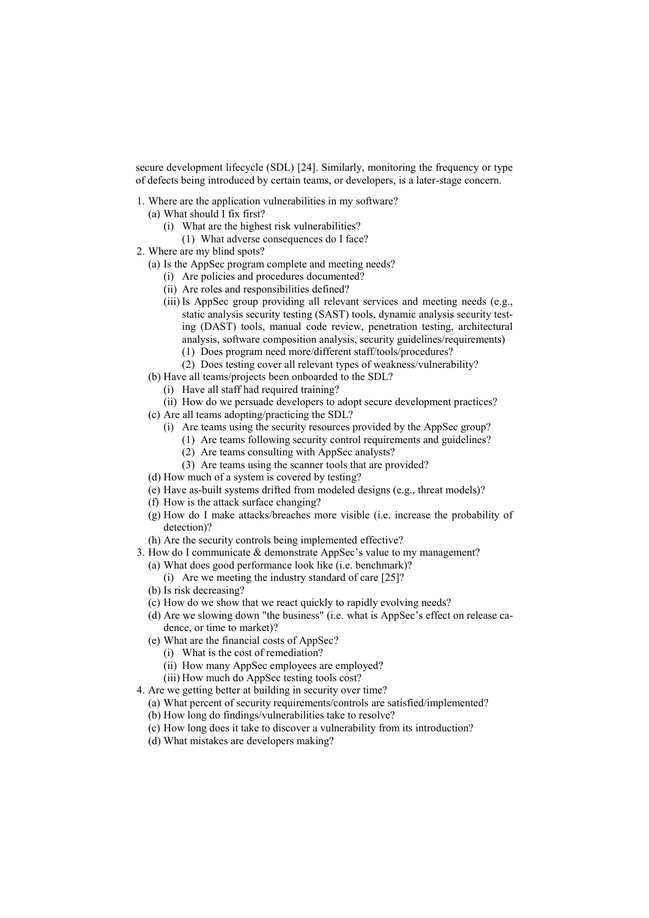secure development lifecycle (SDL) [24]. Similarly, monitoring the frequency or type of defects being introduced by certain teams, or developers, is a later-stage concern.

1. Where are the application vulnerabilities in my software?
   (a) What should I fix first?
      (i) What are the highest risk vulnerabilities?
         (1) What adverse consequences do I face?
2. Where are my blind spots?
   (a) Is the AppSec program complete and meeting needs?
      (i) Are policies and procedures documented?
      (ii) Are roles and responsibilities defined?
      (iii) Is AppSec group providing all relevant services and meeting needs (e.g., static analysis security testing (SAST) tools, dynamic analysis security testing (DAST) tools, manual code review, penetration testing, architectural analysis, software composition analysis, security guidelines/requirements)
         (1) Does program need more/different staff/tools/procedures?
         (2) Does testing cover all relevant types of weakness/vulnerability?
   (b) Have all teams/projects been onboarded to the SDL?
      (i) Have all staff had required training?
      (ii) How do we persuade developers to adopt secure development practices?
   (c) Are all teams adopting/practicing the SDL?
      (i) Are teams using the security resources provided by the AppSec group?
         (1) Are teams following security control requirements and guidelines?
         (2) Are teams consulting with AppSec analysts?
         (3) Are teams using the scanner tools that are provided?
   (d) How much of a system is covered by testing?
   (e) Have as-built systems drifted from modeled designs (e.g., threat models)?
   (f) How is the attack surface changing?
   (g) How do I make attacks/breaches more visible (i.e. increase the probability of detection)?
   (h) Are the security controls being implemented effective?
3. How do I communicate & demonstrate AppSec's value to my management?
   (a) What does good performance look like (i.e. benchmark)?
      (i) Are we meeting the industry standard of care [25]?
   (b) Is risk decreasing?
   (c) How do we show that we react quickly to rapidly evolving needs?
   (d) Are we slowing down "the business" (i.e. what is AppSec's effect on release cadence, or time to market)?
   (e) What are the financial costs of AppSec?
      (i) What is the cost of remediation?
      (ii) How many AppSec employees are employed?
      (iii) How much do AppSec testing tools cost?
4. Are we getting better at building in security over time?
   (a) What percent of security requirements/controls are satisfied/implemented?
   (b) How long do findings/vulnerabilities take to resolve?
   (c) How long does it take to discover a vulnerability from its introduction?
   (d) What mistakes are developers making?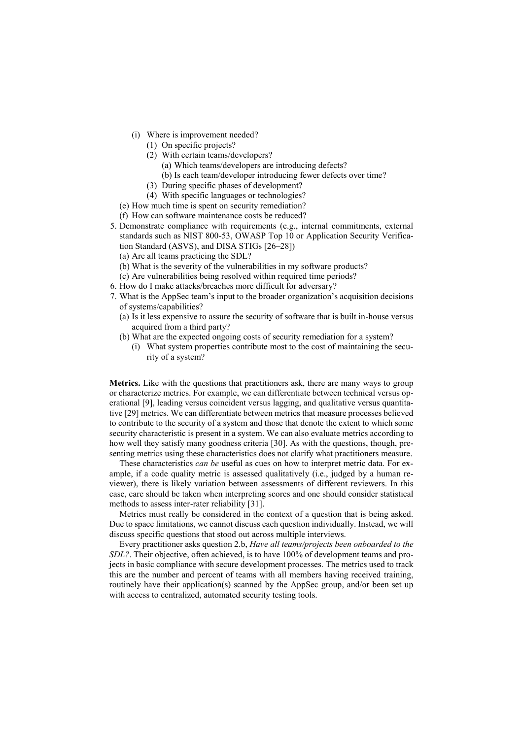- (i) Where is improvement needed?
  - (1) On specific projects?
  - (2) With certain teams/developers?
    - (a) Which teams/developers are introducing defects?
    - (b) Is each team/developer introducing fewer defects over time?
  - (3) During specific phases of development?
  - (4) With specific languages or technologies?
- (e) How much time is spent on security remediation?
- (f) How can software maintenance costs be reduced?

5. Demonstrate compliance with requirements (e.g., internal commitments, external standards such as NIST 800-53, OWASP Top 10 or Application Security Verification Standard (ASVS), and DISA STIGs [26–28])
   - (a) Are all teams practicing the SDL?
   - (b) What is the severity of the vulnerabilities in my software products?
   - (c) Are vulnerabilities being resolved within required time periods?
6. How do I make attacks/breaches more difficult for adversary?
7. What is the AppSec team's input to the broader organization's acquisition decisions of systems/capabilities?
   - (a) Is it less expensive to assure the security of software that is built in-house versus acquired from a third party?
   - (b) What are the expected ongoing costs of security remediation for a system?
     - (i) What system properties contribute most to the cost of maintaining the security of a system?

**Metrics.** Like with the questions that practitioners ask, there are many ways to group or characterize metrics. For example, we can differentiate between technical versus operational [9], leading versus coincident versus lagging, and qualitative versus quantitative [29] metrics. We can differentiate between metrics that measure processes believed to contribute to the security of a system and those that denote the extent to which some security characteristic is present in a system. We can also evaluate metrics according to how well they satisfy many goodness criteria [30]. As with the questions, though, presenting metrics using these characteristics does not clarify what practitioners measure.

These characteristics *can be* useful as cues on how to interpret metric data. For example, if a code quality metric is assessed qualitatively (i.e., judged by a human reviewer), there is likely variation between assessments of different reviewers. In this case, care should be taken when interpreting scores and one should consider statistical methods to assess inter-rater reliability [31].

Metrics must really be considered in the context of a question that is being asked. Due to space limitations, we cannot discuss each question individually. Instead, we will discuss specific questions that stood out across multiple interviews.

Every practitioner asks question 2.b, *Have all teams/projects been onboarded to the SDL?*. Their objective, often achieved, is to have 100% of development teams and projects in basic compliance with secure development processes. The metrics used to track this are the number and percent of teams with all members having received training, routinely have their application(s) scanned by the AppSec group, and/or been set up with access to centralized, automated security testing tools.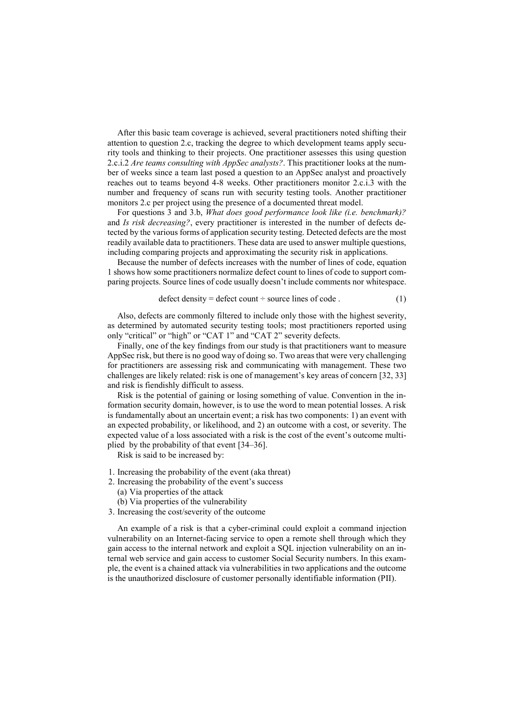After this basic team coverage is achieved, several practitioners noted shifting their attention to question 2.c, tracking the degree to which development teams apply security tools and thinking to their projects. One practitioner assesses this using question 2.c.i.2 *Are teams consulting with AppSec analysts?*. This practitioner looks at the number of weeks since a team last posed a question to an AppSec analyst and proactively reaches out to teams beyond 4-8 weeks. Other practitioners monitor 2.c.i.3 with the number and frequency of scans run with security testing tools. Another practitioner monitors 2.c per project using the presence of a documented threat model.

For questions 3 and 3.b, *What does good performance look like (i.e. benchmark)?* and *Is risk decreasing?*, every practitioner is interested in the number of defects detected by the various forms of application security testing. Detected defects are the most readily available data to practitioners. These data are used to answer multiple questions, including comparing projects and approximating the security risk in applications.

Because the number of defects increases with the number of lines of code, equation 1 shows how some practitioners normalize defect count to lines of code to support comparing projects. Source lines of code usually doesn't include comments nor whitespace.

$$\text{defect density} = \text{defect count} \div \text{source lines of code} . \tag{1}$$

Also, defects are commonly filtered to include only those with the highest severity, as determined by automated security testing tools; most practitioners reported using only "critical" or "high" or "CAT 1" and "CAT 2" severity defects.

Finally, one of the key findings from our study is that practitioners want to measure AppSec risk, but there is no good way of doing so. Two areas that were very challenging for practitioners are assessing risk and communicating with management. These two challenges are likely related: risk is one of management's key areas of concern [32, 33] and risk is fiendishly difficult to assess.

Risk is the potential of gaining or losing something of value. Convention in the information security domain, however, is to use the word to mean potential losses. A risk is fundamentally about an uncertain event; a risk has two components: 1) an event with an expected probability, or likelihood, and 2) an outcome with a cost, or severity. The expected value of a loss associated with a risk is the cost of the event's outcome multiplied by the probability of that event [34–36].

Risk is said to be increased by:

1. Increasing the probability of the event (aka threat)
2. Increasing the probability of the event's success
   (a) Via properties of the attack
   (b) Via properties of the vulnerability
3. Increasing the cost/severity of the outcome

An example of a risk is that a cyber-criminal could exploit a command injection vulnerability on an Internet-facing service to open a remote shell through which they gain access to the internal network and exploit a SQL injection vulnerability on an internal web service and gain access to customer Social Security numbers. In this example, the event is a chained attack via vulnerabilities in two applications and the outcome is the unauthorized disclosure of customer personally identifiable information (PII).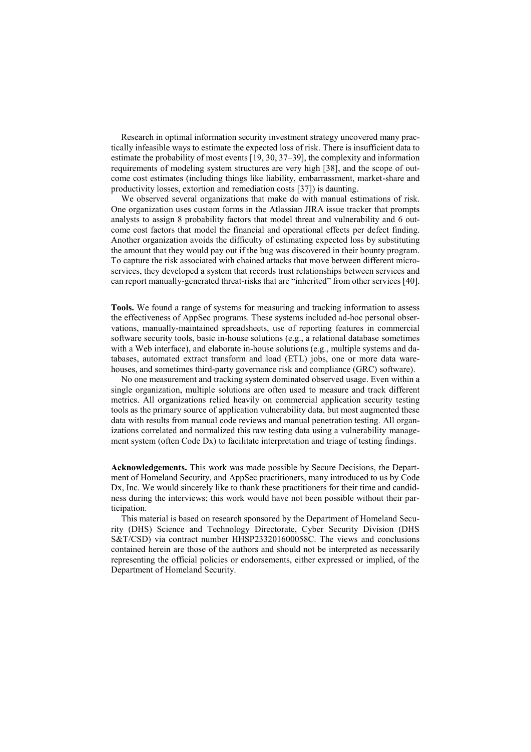Research in optimal information security investment strategy uncovered many practically infeasible ways to estimate the expected loss of risk. There is insufficient data to estimate the probability of most events [19, 30, 37–39], the complexity and information requirements of modeling system structures are very high [38], and the scope of outcome cost estimates (including things like liability, embarrassment, market-share and productivity losses, extortion and remediation costs [37]) is daunting.

We observed several organizations that make do with manual estimations of risk. One organization uses custom forms in the Atlassian JIRA issue tracker that prompts analysts to assign 8 probability factors that model threat and vulnerability and 6 outcome cost factors that model the financial and operational effects per defect finding. Another organization avoids the difficulty of estimating expected loss by substituting the amount that they would pay out if the bug was discovered in their bounty program. To capture the risk associated with chained attacks that move between different microservices, they developed a system that records trust relationships between services and can report manually-generated threat-risks that are "inherited" from other services [40].

**Tools.** We found a range of systems for measuring and tracking information to assess the effectiveness of AppSec programs. These systems included ad-hoc personal observations, manually-maintained spreadsheets, use of reporting features in commercial software security tools, basic in-house solutions (e.g., a relational database sometimes with a Web interface), and elaborate in-house solutions (e.g., multiple systems and databases, automated extract transform and load (ETL) jobs, one or more data warehouses, and sometimes third-party governance risk and compliance (GRC) software).

No one measurement and tracking system dominated observed usage. Even within a single organization, multiple solutions are often used to measure and track different metrics. All organizations relied heavily on commercial application security testing tools as the primary source of application vulnerability data, but most augmented these data with results from manual code reviews and manual penetration testing. All organizations correlated and normalized this raw testing data using a vulnerability management system (often Code Dx) to facilitate interpretation and triage of testing findings.

**Acknowledgements.** This work was made possible by Secure Decisions, the Department of Homeland Security, and AppSec practitioners, many introduced to us by Code Dx, Inc. We would sincerely like to thank these practitioners for their time and candidness during the interviews; this work would have not been possible without their participation.

This material is based on research sponsored by the Department of Homeland Security (DHS) Science and Technology Directorate, Cyber Security Division (DHS S&T/CSD) via contract number HHSP233201600058C. The views and conclusions contained herein are those of the authors and should not be interpreted as necessarily representing the official policies or endorsements, either expressed or implied, of the Department of Homeland Security.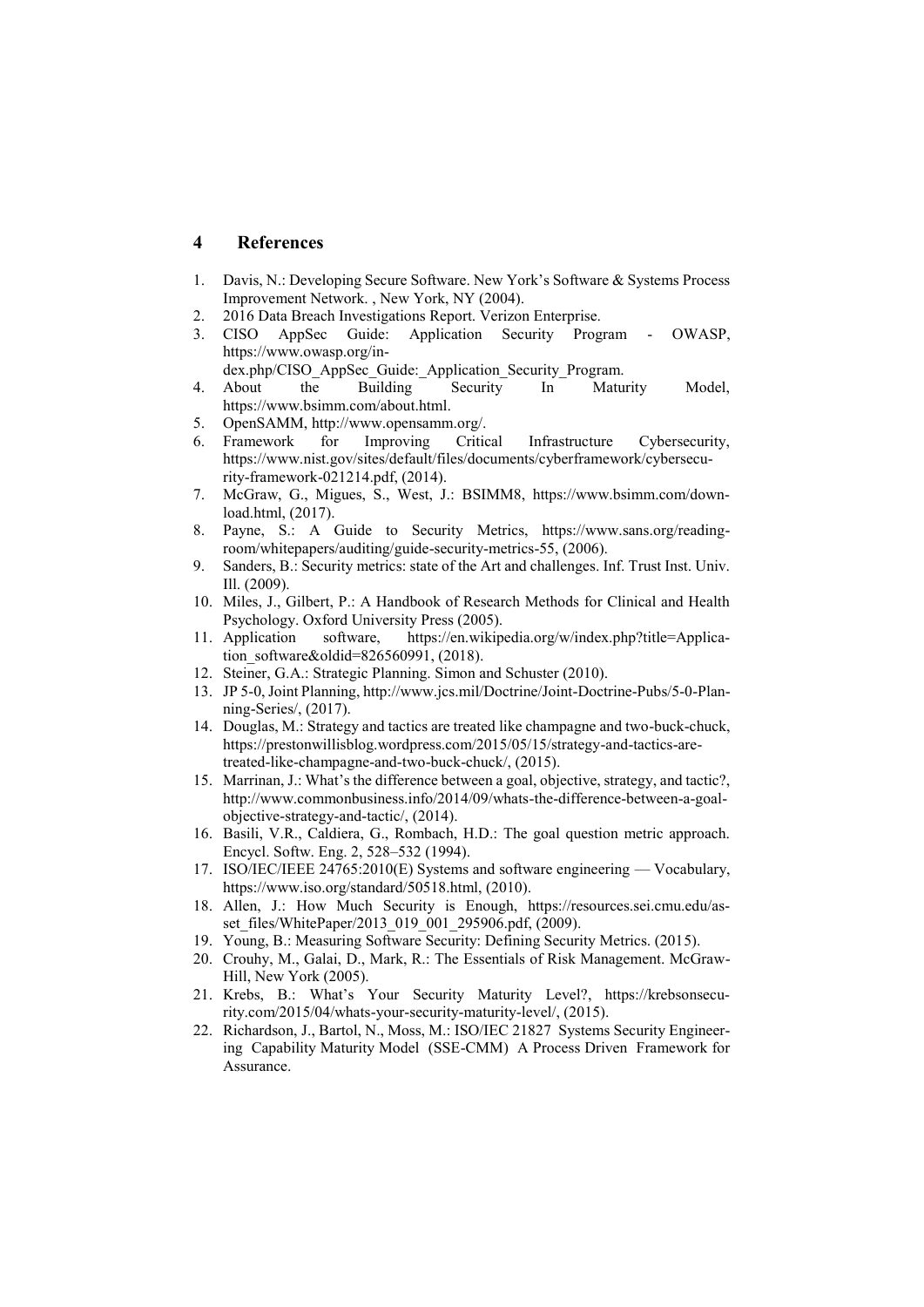## 4 References

1. Davis, N.: Developing Secure Software. New York's Software & Systems Process Improvement Network. , New York, NY (2004).
2. 2016 Data Breach Investigations Report. Verizon Enterprise.
3. CISO AppSec Guide: Application Security Program - OWASP, https://www.owasp.org/index.php/CISO_AppSec_Guide:_Application_Security_Program.
4. About the Building Security In Maturity Model, https://www.bsimm.com/about.html.
5. OpenSAMM, http://www.opensamm.org/.
6. Framework for Improving Critical Infrastructure Cybersecurity, https://www.nist.gov/sites/default/files/documents/cyberframework/cybersecurity-framework-021214.pdf, (2014).
7. McGraw, G., Migues, S., West, J.: BSIMM8, https://www.bsimm.com/download.html, (2017).
8. Payne, S.: A Guide to Security Metrics, https://www.sans.org/reading-room/whitepapers/auditing/guide-security-metrics-55, (2006).
9. Sanders, B.: Security metrics: state of the Art and challenges. Inf. Trust Inst. Univ. Ill. (2009).
10. Miles, J., Gilbert, P.: A Handbook of Research Methods for Clinical and Health Psychology. Oxford University Press (2005).
11. Application software, https://en.wikipedia.org/w/index.php?title=Application_software&oldid=826560991, (2018).
12. Steiner, G.A.: Strategic Planning. Simon and Schuster (2010).
13. JP 5-0, Joint Planning, http://www.jcs.mil/Doctrine/Joint-Doctrine-Pubs/5-0-Planning-Series/, (2017).
14. Douglas, M.: Strategy and tactics are treated like champagne and two-buck-chuck, https://prestonwillisblog.wordpress.com/2015/05/15/strategy-and-tactics-are-treated-like-champagne-and-two-buck-chuck/, (2015).
15. Marrinan, J.: What's the difference between a goal, objective, strategy, and tactic?, http://www.commonbusiness.info/2014/09/whats-the-difference-between-a-goal-objective-strategy-and-tactic/, (2014).
16. Basili, V.R., Caldiera, G., Rombach, H.D.: The goal question metric approach. Encycl. Softw. Eng. 2, 528–532 (1994).
17. ISO/IEC/IEEE 24765:2010(E) Systems and software engineering — Vocabulary, https://www.iso.org/standard/50518.html, (2010).
18. Allen, J.: How Much Security is Enough, https://resources.sei.cmu.edu/asset_files/WhitePaper/2013_019_001_295906.pdf, (2009).
19. Young, B.: Measuring Software Security: Defining Security Metrics. (2015).
20. Crouhy, M., Galai, D., Mark, R.: The Essentials of Risk Management. McGraw-Hill, New York (2005).
21. Krebs, B.: What's Your Security Maturity Level?, https://krebsonsecurity.com/2015/04/whats-your-security-maturity-level/, (2015).
22. Richardson, J., Bartol, N., Moss, M.: ISO/IEC 21827 Systems Security Engineering Capability Maturity Model (SSE-CMM) A Process Driven Framework for Assurance.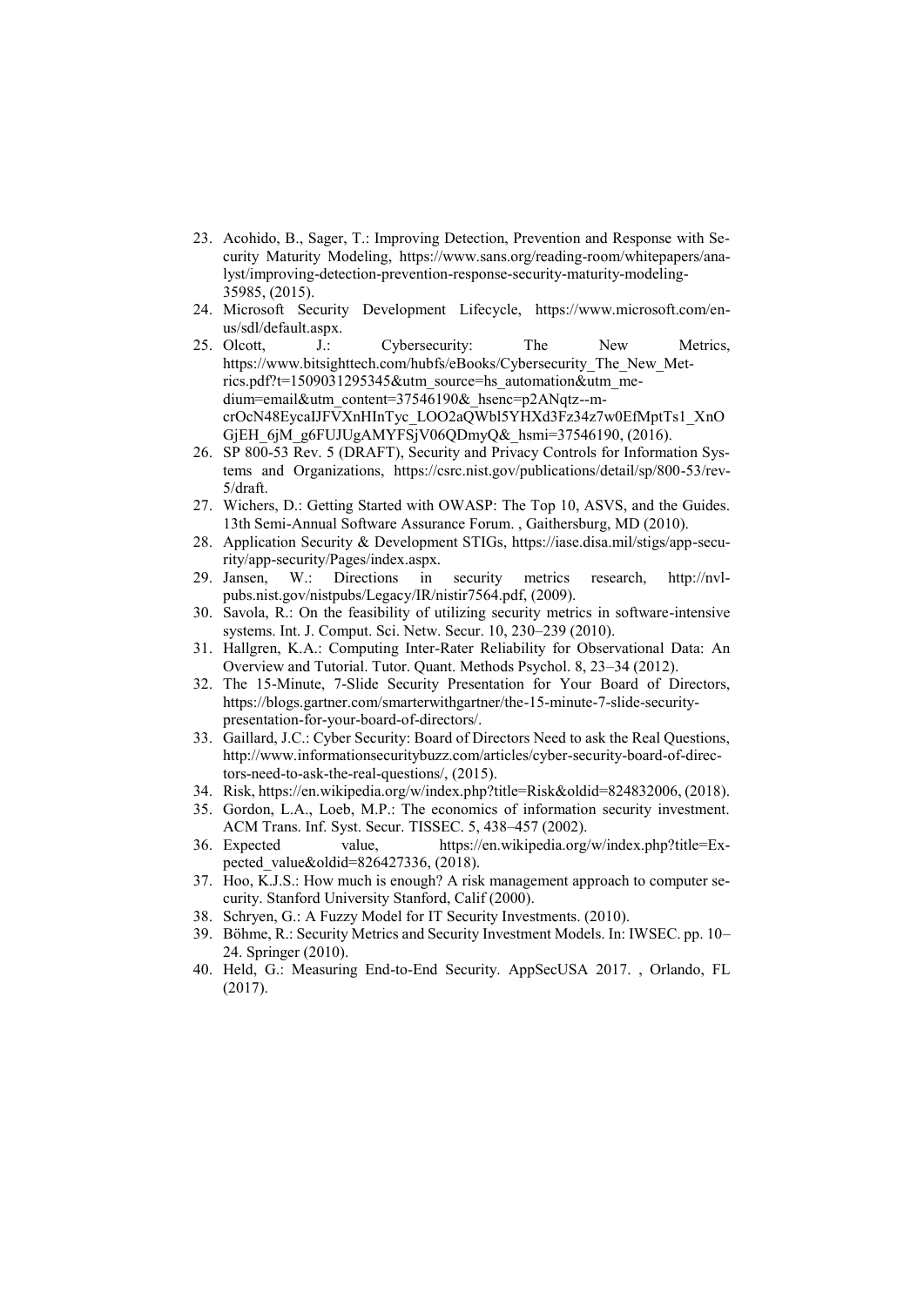23. Acohido, B., Sager, T.: Improving Detection, Prevention and Response with Security Maturity Modeling, https://www.sans.org/reading-room/whitepapers/analyst/improving-detection-prevention-response-security-maturity-modeling-35985, (2015).
24. Microsoft Security Development Lifecycle, https://www.microsoft.com/en-us/sdl/default.aspx.
25. Olcott, J.: Cybersecurity: The New Metrics, https://www.bitsighttech.com/hubfs/eBooks/Cybersecurity_The_New_Metrics.pdf?t=1509031295345&utm_source=hs_automation&utm_medium=email&utm_content=37546190&_hsenc=p2ANqtz--m-crOcN48EycaIJFVXnHInTyc_LOO2aQWbl5YHXd3Fz34z7w0EfMptTs1_XnOGjEH_6jM_g6FUJUgAMYFSjV06QDmyQ&_hsmi=37546190, (2016).
26. SP 800-53 Rev. 5 (DRAFT), Security and Privacy Controls for Information Systems and Organizations, https://csrc.nist.gov/publications/detail/sp/800-53/rev-5/draft.
27. Wichers, D.: Getting Started with OWASP: The Top 10, ASVS, and the Guides. 13th Semi-Annual Software Assurance Forum. , Gaithersburg, MD (2010).
28. Application Security & Development STIGs, https://iase.disa.mil/stigs/app-security/app-security/Pages/index.aspx.
29. Jansen, W.: Directions in security metrics research, http://nvlpubs.nist.gov/nistpubs/Legacy/IR/nistir7564.pdf, (2009).
30. Savola, R.: On the feasibility of utilizing security metrics in software-intensive systems. Int. J. Comput. Sci. Netw. Secur. 10, 230–239 (2010).
31. Hallgren, K.A.: Computing Inter-Rater Reliability for Observational Data: An Overview and Tutorial. Tutor. Quant. Methods Psychol. 8, 23–34 (2012).
32. The 15-Minute, 7-Slide Security Presentation for Your Board of Directors, https://blogs.gartner.com/smarterwithgartner/the-15-minute-7-slide-security-presentation-for-your-board-of-directors/.
33. Gaillard, J.C.: Cyber Security: Board of Directors Need to ask the Real Questions, http://www.informationsecuritybuzz.com/articles/cyber-security-board-of-directors-need-to-ask-the-real-questions/, (2015).
34. Risk, https://en.wikipedia.org/w/index.php?title=Risk&oldid=824832006, (2018).
35. Gordon, L.A., Loeb, M.P.: The economics of information security investment. ACM Trans. Inf. Syst. Secur. TISSEC. 5, 438–457 (2002).
36. Expected value, https://en.wikipedia.org/w/index.php?title=Expected_value&oldid=826427336, (2018).
37. Hoo, K.J.S.: How much is enough? A risk management approach to computer security. Stanford University Stanford, Calif (2000).
38. Schryen, G.: A Fuzzy Model for IT Security Investments. (2010).
39. Böhme, R.: Security Metrics and Security Investment Models. In: IWSEC. pp. 10–24. Springer (2010).
40. Held, G.: Measuring End-to-End Security. AppSecUSA 2017. , Orlando, FL (2017).